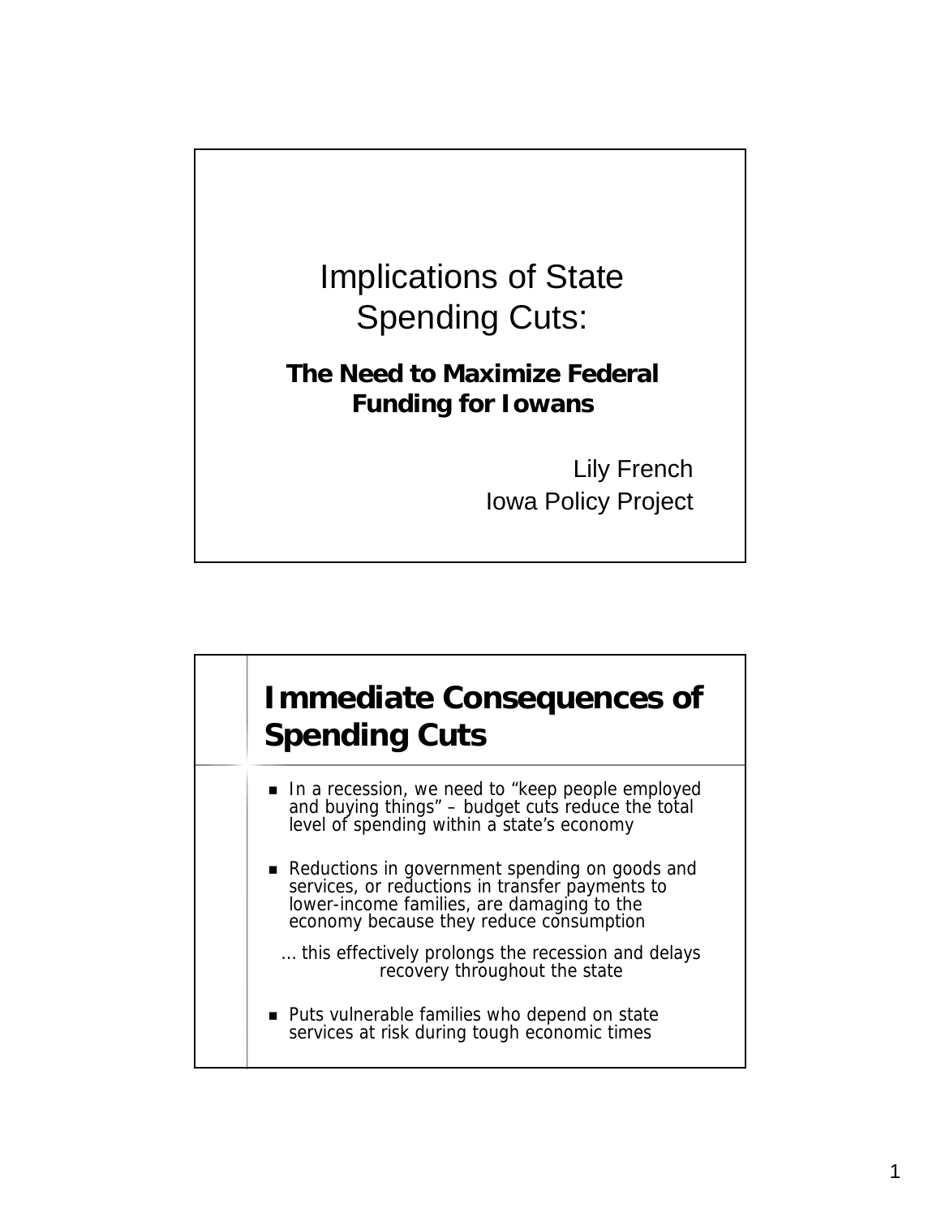# Implications of State Spending Cuts:

**The Need to Maximize Federal Funding for Iowans**

Lily French
Iowa Policy Project

## Immediate Consequences of Spending Cuts

- In a recession, we need to "keep people employed and buying things" – budget cuts reduce the total level of spending within a state's economy
- Reductions in government spending on goods and services, or reductions in transfer payments to lower-income families, are damaging to the economy because they reduce consumption

  … this effectively prolongs the recession and delays recovery throughout the state
- Puts vulnerable families who depend on state services at risk during tough economic times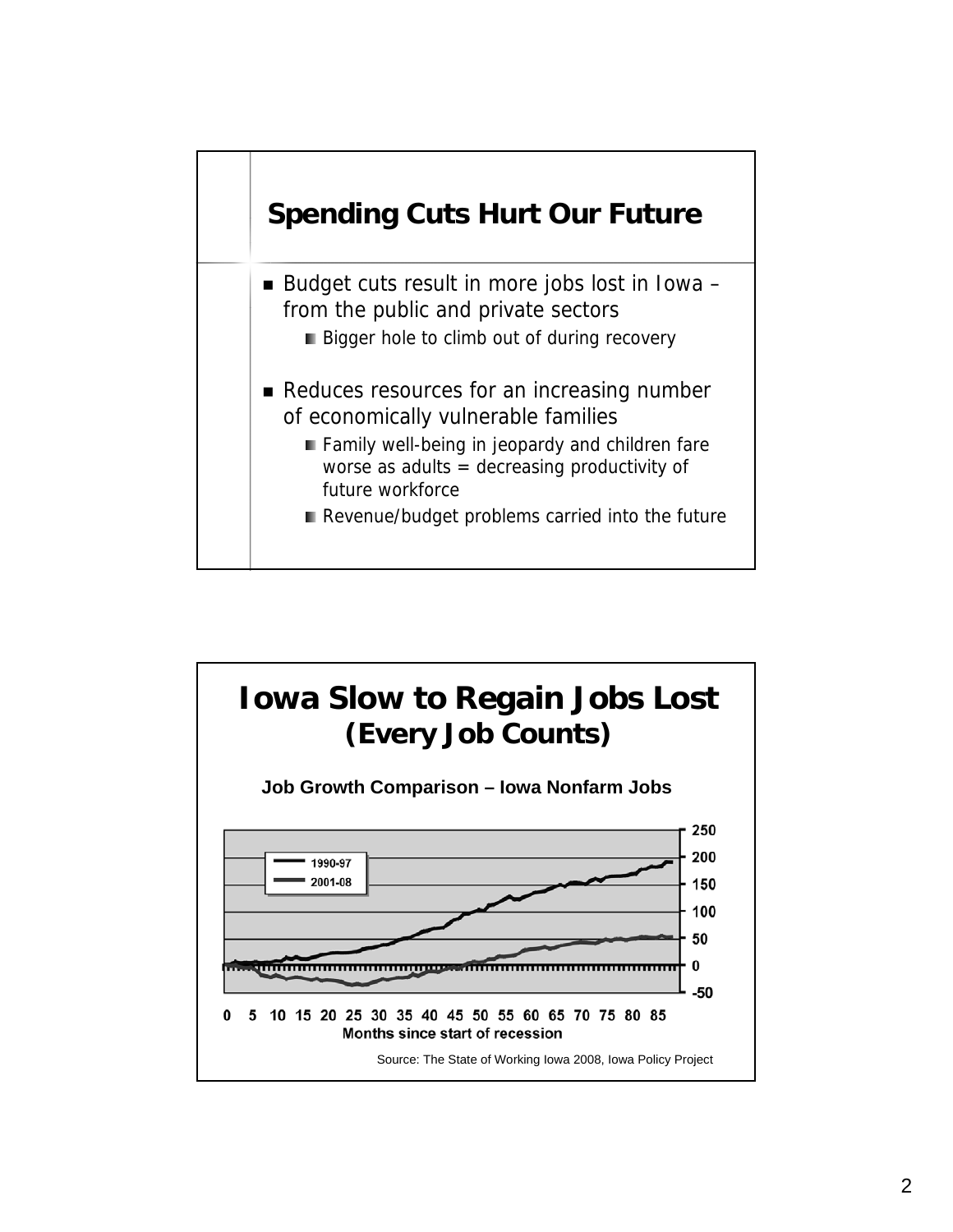## Spending Cuts Hurt Our Future

- Budget cuts result in more jobs lost in Iowa – from the public and private sectors
  - Bigger hole to climb out of during recovery
- Reduces resources for an increasing number of economically vulnerable families
  - Family well-being in jeopardy and children fare worse as adults = decreasing productivity of future workforce
  - Revenue/budget problems carried into the future

## Iowa Slow to Regain Jobs Lost (Every Job Counts)

**Job Growth Comparison – Iowa Nonfarm Jobs**

1990-97

2001-08

250

200

150

100

50

0

-50

0 5 10 15 20 25 30 35 40 45 50 55 60 65 70 75 80 85

**Months since start of recession**

Source: The State of Working Iowa 2008, Iowa Policy Project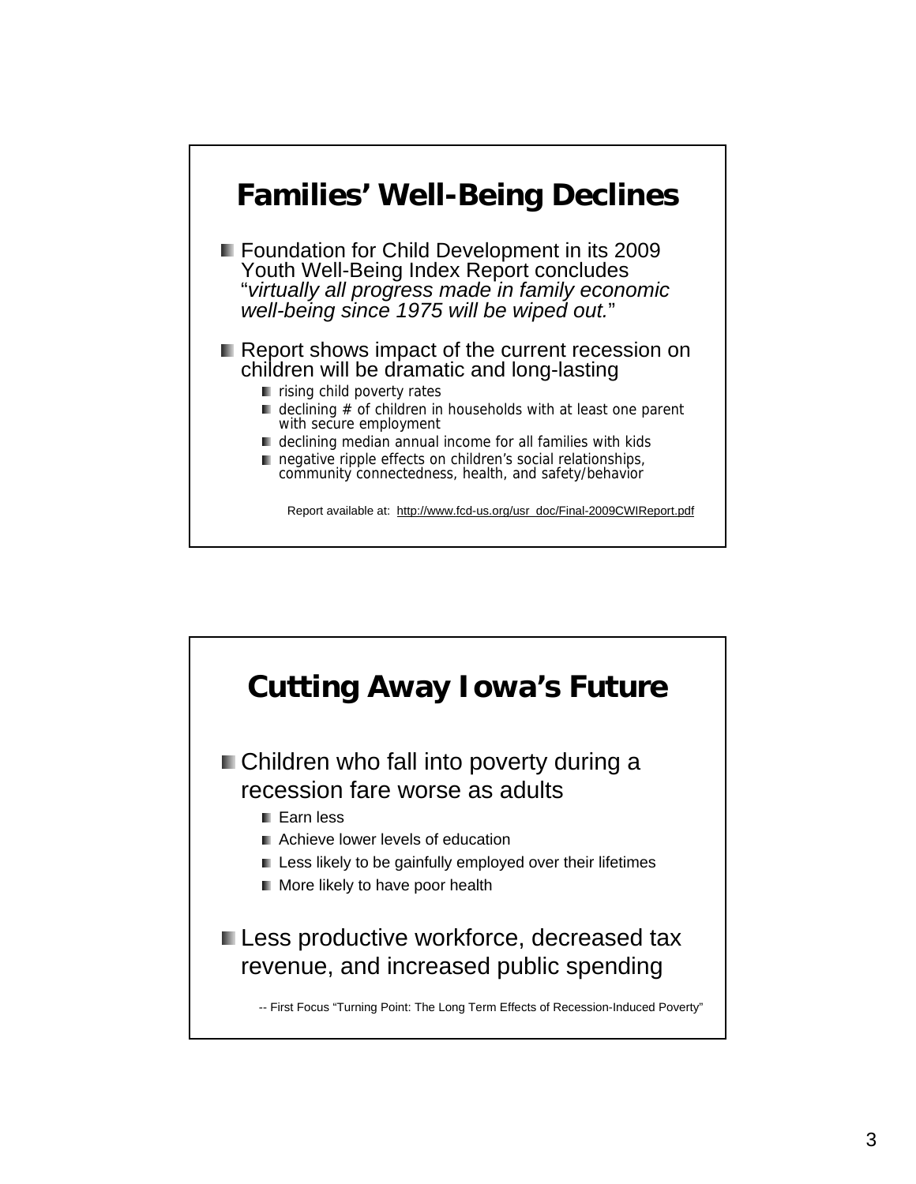## Families' Well-Being Declines

- Foundation for Child Development in its 2009 Youth Well-Being Index Report concludes "*virtually all progress made in family economic well-being since 1975 will be wiped out.*"
- Report shows impact of the current recession on children will be dramatic and long-lasting
  - rising child poverty rates
  - declining # of children in households with at least one parent with secure employment
  - declining median annual income for all families with kids
  - negative ripple effects on children's social relationships, community connectedness, health, and safety/behavior

Report available at: http://www.fcd-us.org/usr_doc/Final-2009CWIReport.pdf

## Cutting Away Iowa's Future

- Children who fall into poverty during a recession fare worse as adults
  - Earn less
  - Achieve lower levels of education
  - Less likely to be gainfully employed over their lifetimes
  - More likely to have poor health
- Less productive workforce, decreased tax revenue, and increased public spending

-- First Focus "Turning Point: The Long Term Effects of Recession-Induced Poverty"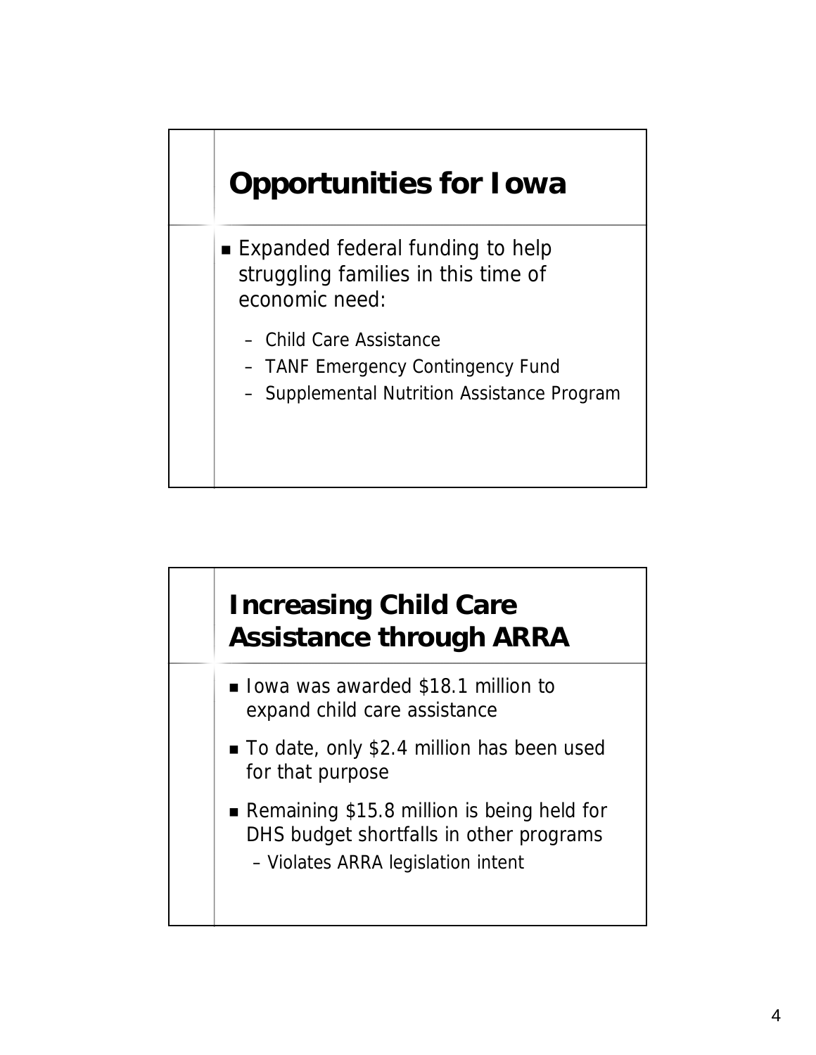## Opportunities for Iowa

- Expanded federal funding to help struggling families in this time of economic need:
  - Child Care Assistance
  - TANF Emergency Contingency Fund
  - Supplemental Nutrition Assistance Program

## Increasing Child Care Assistance through ARRA

- Iowa was awarded $18.1 million to expand child care assistance
- To date, only $2.4 million has been used for that purpose
- Remaining $15.8 million is being held for DHS budget shortfalls in other programs
  - Violates ARRA legislation intent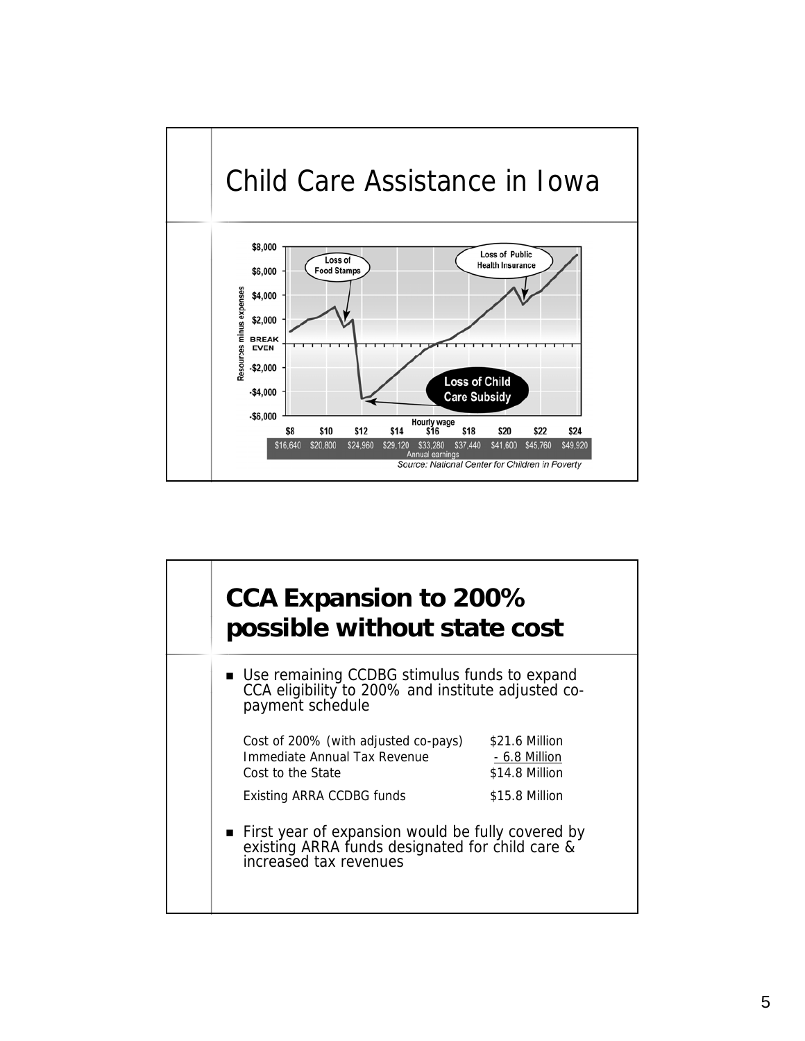# Child Care Assistance in Iowa

Loss of Food Stamps

Loss of Public Health Insurance

Loss of Child Care Subsidy

Resources minus expenses

$8,000
$6,000
$4,000
$2,000
BREAK EVEN
-$2,000
-$4,000
-$6,000

Hourly wage

| $8 | $10 | $12 | $14 | $16 | $18 | $20 | $22 | $24 |
|---|---|---|---|---|---|---|---|---|
| $16,640 | $20,800 | $24,960 | $29,120 | $33,280 | $37,440 | $41,600 | $45,760 | $49,920 |

Annual earnings

*Source: National Center for Children in Poverty*

# CCA Expansion to 200% possible without state cost

- Use remaining CCDBG stimulus funds to expand CCA eligibility to 200% and institute adjusted co-payment schedule

| | |
|---|---|
| Cost of 200% (with adjusted co-pays) | $21.6 Million |
| Immediate Annual Tax Revenue | - 6.8 Million |
| Cost to the State | $14.8 Million |
| Existing ARRA CCDBG funds | $15.8 Million |

- First year of expansion would be fully covered by existing ARRA funds designated for child care & increased tax revenues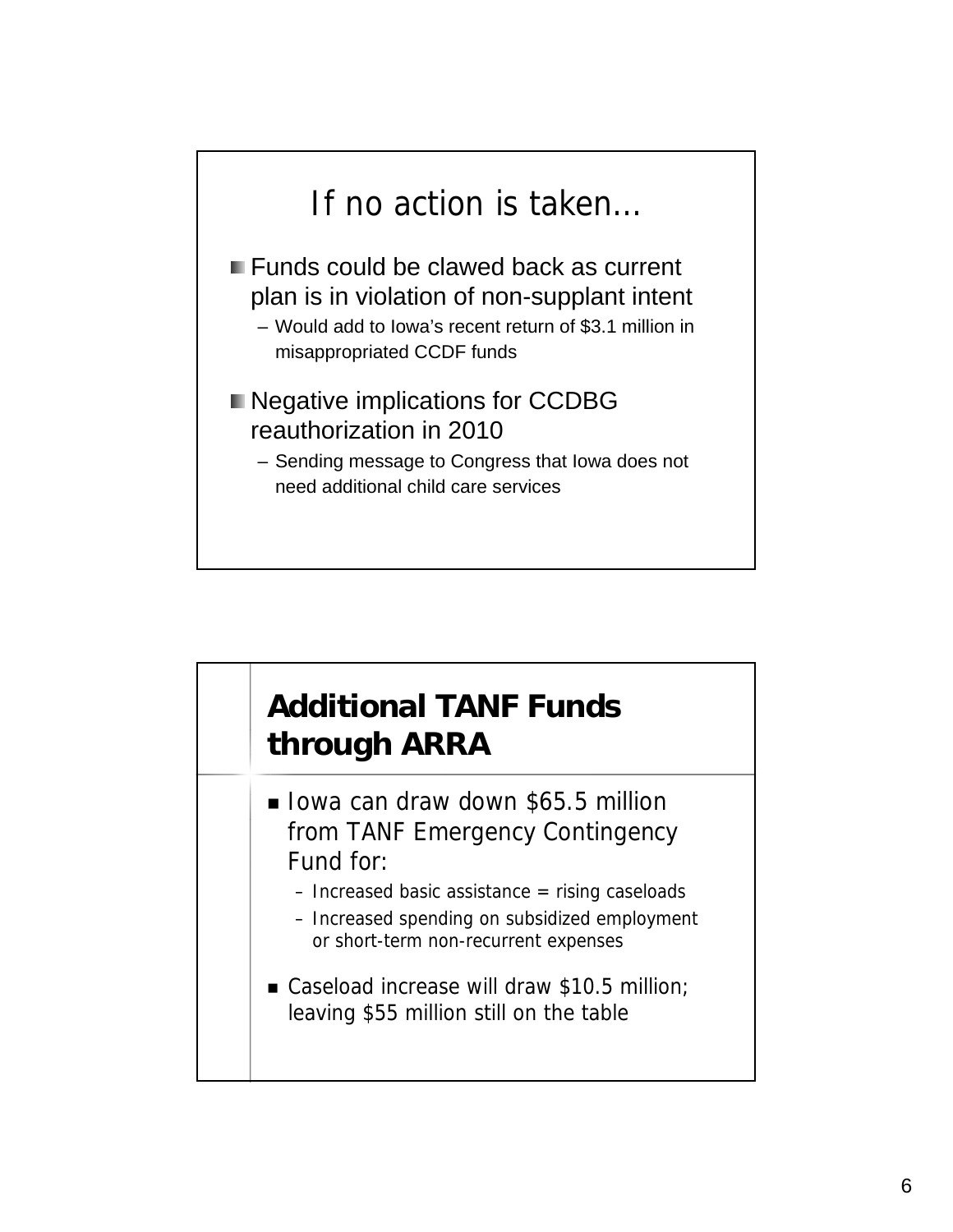## If no action is taken…

- Funds could be clawed back as current plan is in violation of non-supplant intent
  - Would add to Iowa's recent return of $3.1 million in misappropriated CCDF funds
- Negative implications for CCDBG reauthorization in 2010
  - Sending message to Congress that Iowa does not need additional child care services

## Additional TANF Funds through ARRA

- Iowa can draw down $65.5 million from TANF Emergency Contingency Fund for:
  - Increased basic assistance = rising caseloads
  - Increased spending on subsidized employment or short-term non-recurrent expenses
- Caseload increase will draw $10.5 million; leaving $55 million still on the table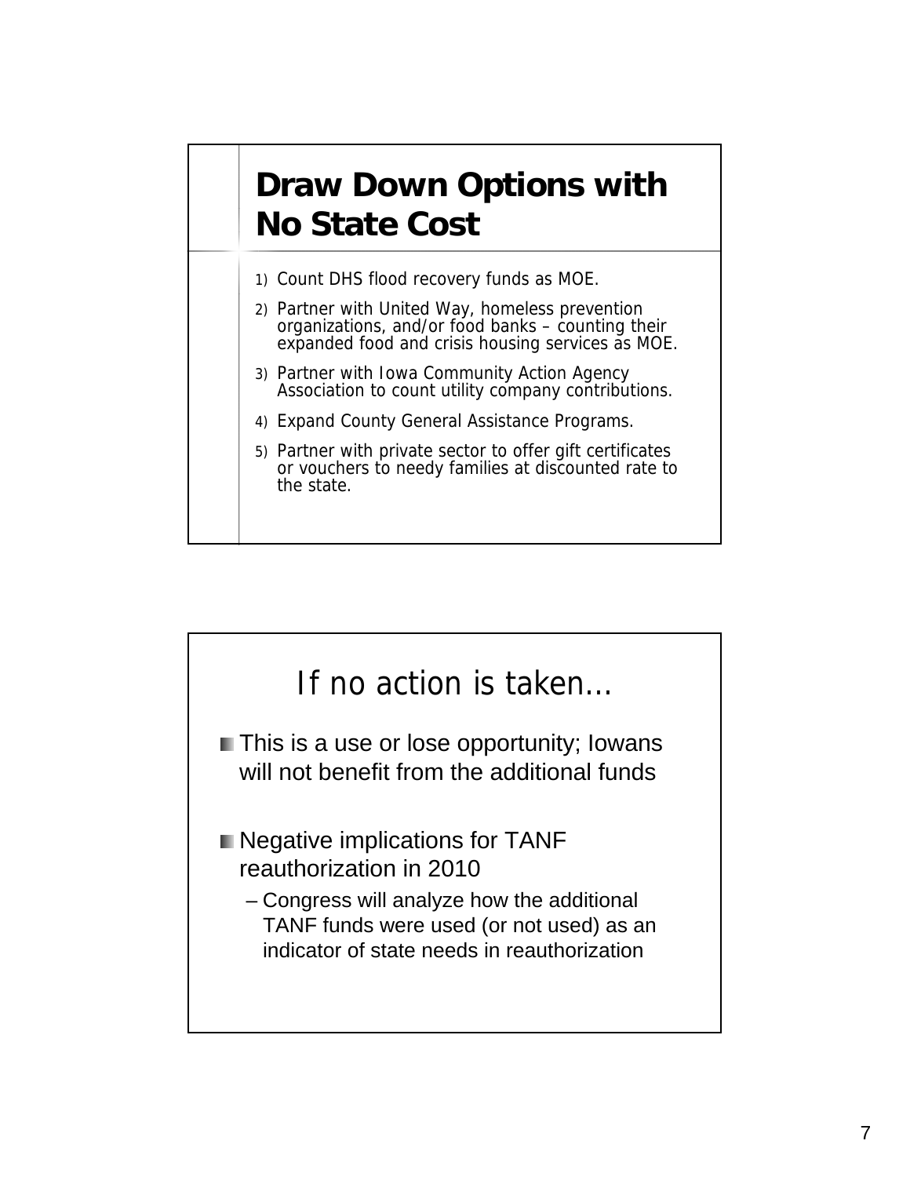## Draw Down Options with No State Cost

1) Count DHS flood recovery funds as MOE.
2) Partner with United Way, homeless prevention organizations, and/or food banks – counting their expanded food and crisis housing services as MOE.
3) Partner with Iowa Community Action Agency Association to count utility company contributions.
4) Expand County General Assistance Programs.
5) Partner with private sector to offer gift certificates or vouchers to needy families at discounted rate to the state.

## If no action is taken…

- This is a use or lose opportunity; Iowans will not benefit from the additional funds
- Negative implications for TANF reauthorization in 2010
  - Congress will analyze how the additional TANF funds were used (or not used) as an indicator of state needs in reauthorization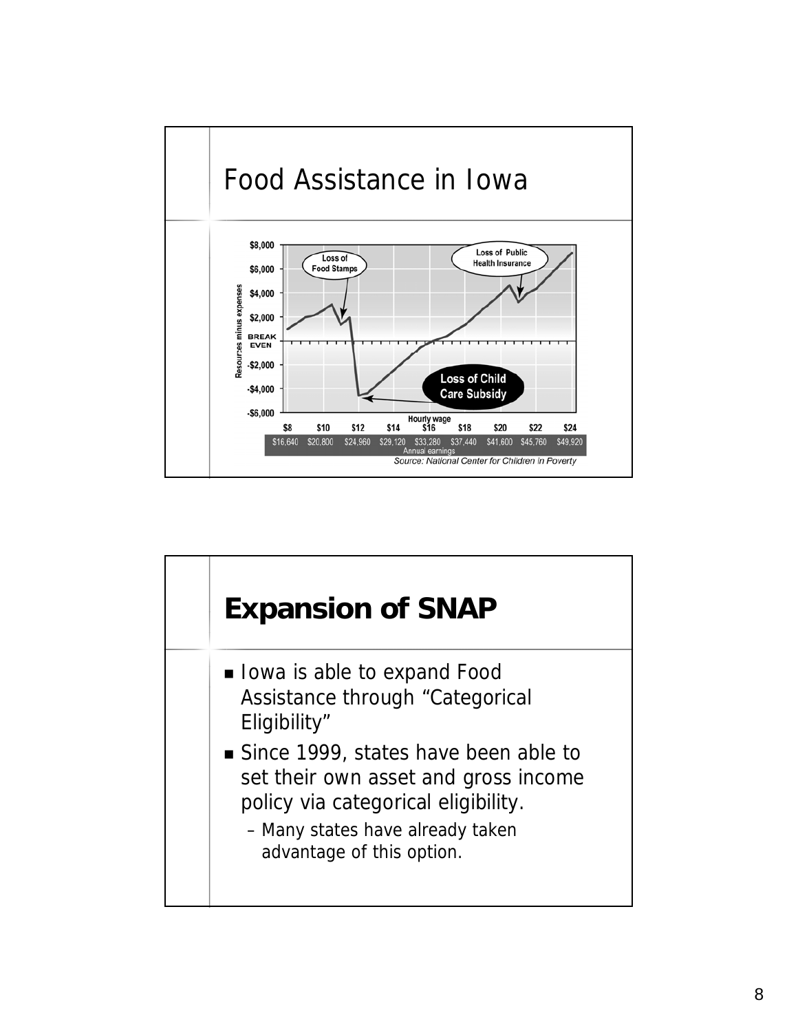## Food Assistance in Iowa

Loss of Food Stamps

Loss of Public Health Insurance

Loss of Child Care Subsidy

Resources minus expenses: $8,000, $6,000, $4,000, $2,000, BREAK EVEN, -$2,000, -$4,000, -$6,000

Hourly wage: $8, $10, $12, $14, $16, $18, $20, $22, $24

Annual earnings: $16,640, $20,800, $24,960, $29,120, $33,280, $37,440, $41,600, $45,760, $49,920

*Source: National Center for Children in Poverty*

## Expansion of SNAP

- Iowa is able to expand Food Assistance through "Categorical Eligibility"
- Since 1999, states have been able to set their own asset and gross income policy via categorical eligibility.
  - Many states have already taken advantage of this option.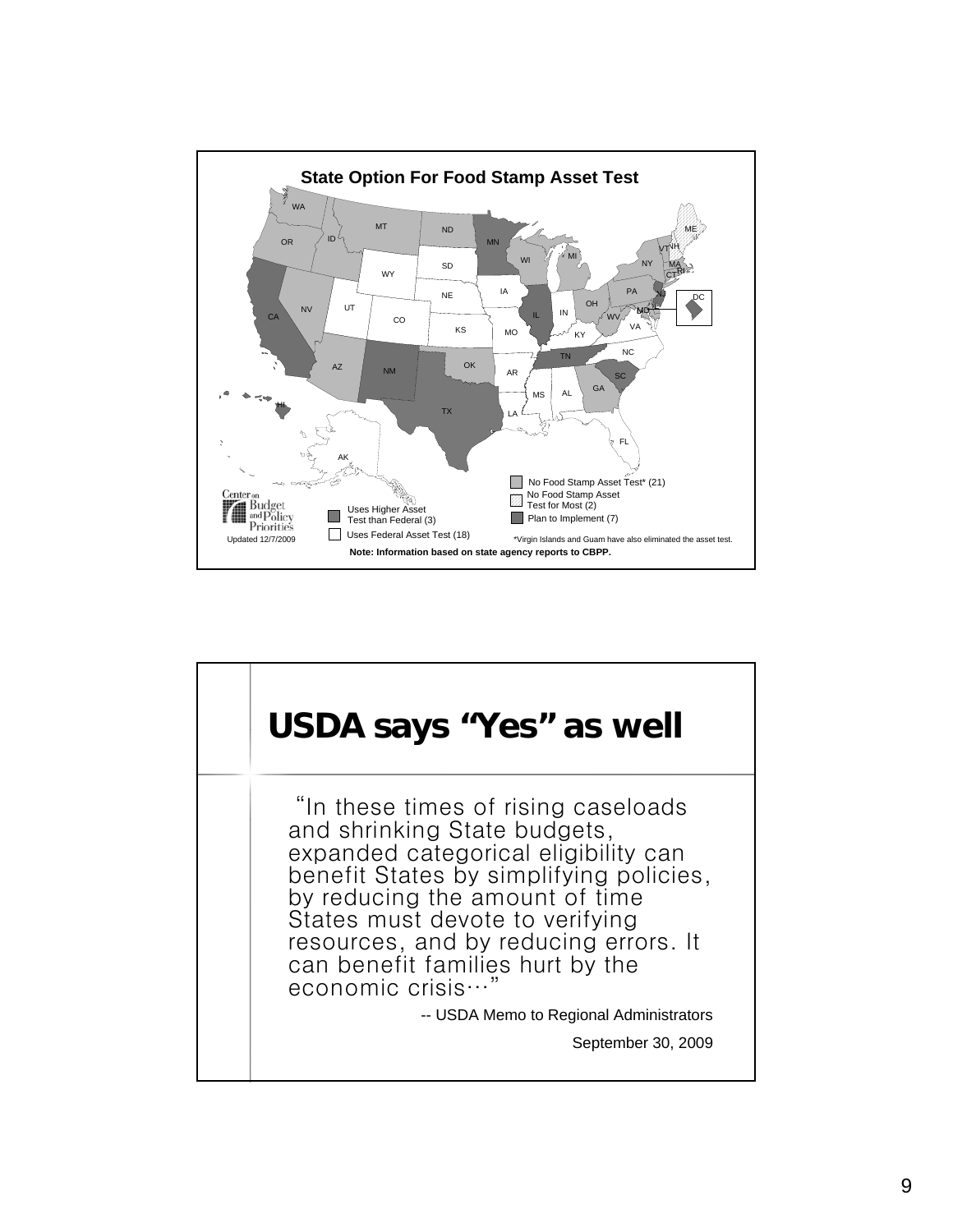## State Option For Food Stamp Asset Test

- No Food Stamp Asset Test* (21)
- No Food Stamp Asset Test for Most (2)
- Plan to Implement (7)
- Uses Higher Asset Test than Federal (3)
- Uses Federal Asset Test (18)

*Virgin Islands and Guam have also eliminated the asset test.

Updated 12/7/2009

Center on Budget and Policy Priorities

**Note: Information based on state agency reports to CBPP.**

# USDA says "Yes" as well

"In these times of rising caseloads and shrinking State budgets, expanded categorical eligibility can benefit States by simplifying policies, by reducing the amount of time States must devote to verifying resources, and by reducing errors. It can benefit families hurt by the economic crisis…"

-- USDA Memo to Regional Administrators

September 30, 2009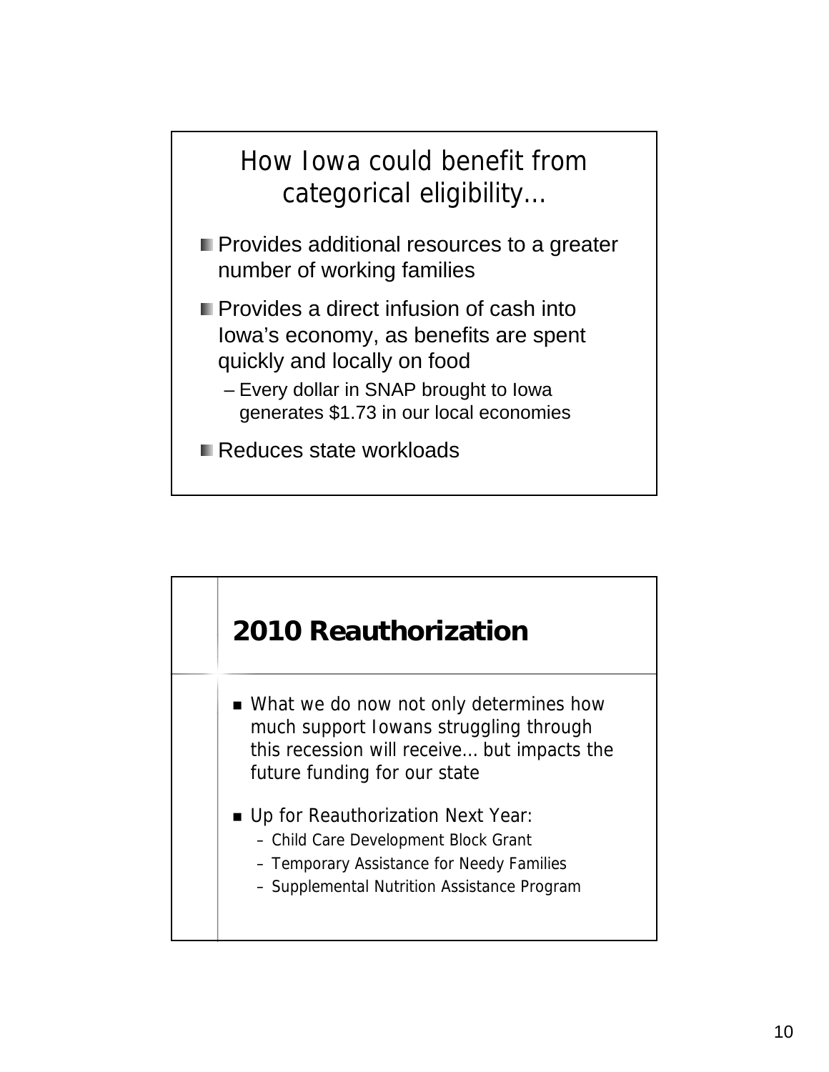## How Iowa could benefit from categorical eligibility…

- Provides additional resources to a greater number of working families
- Provides a direct infusion of cash into Iowa's economy, as benefits are spent quickly and locally on food
  - Every dollar in SNAP brought to Iowa generates $1.73 in our local economies
- Reduces state workloads

## 2010 Reauthorization

- What we do now not only determines how much support Iowans struggling through this recession will receive… but impacts the future funding for our state
- Up for Reauthorization Next Year:
  - Child Care Development Block Grant
  - Temporary Assistance for Needy Families
  - Supplemental Nutrition Assistance Program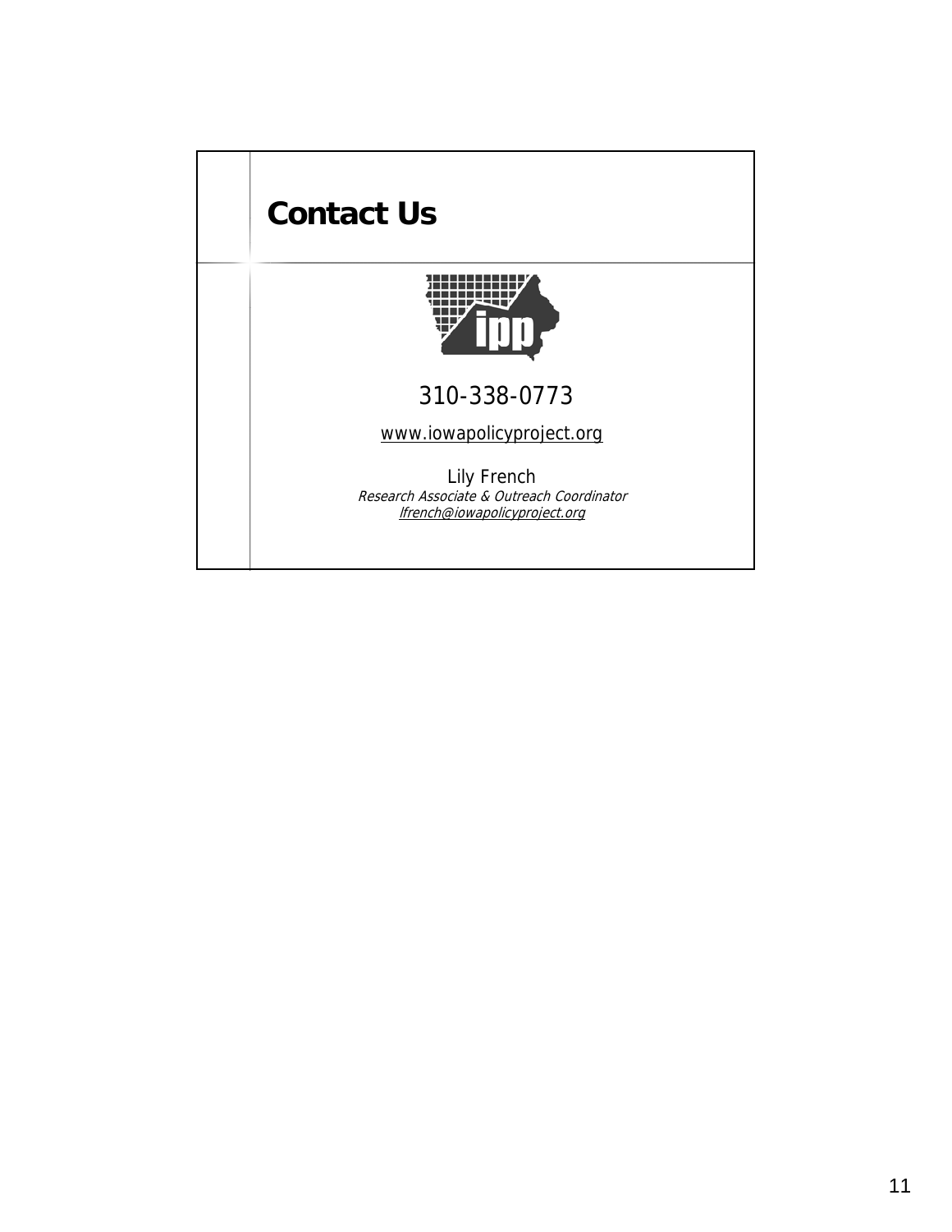# Contact Us

ipp

310-338-0773

www.iowapolicyproject.org

Lily French

*Research Associate & Outreach Coordinator*

*lfrench@iowapolicyproject.org*